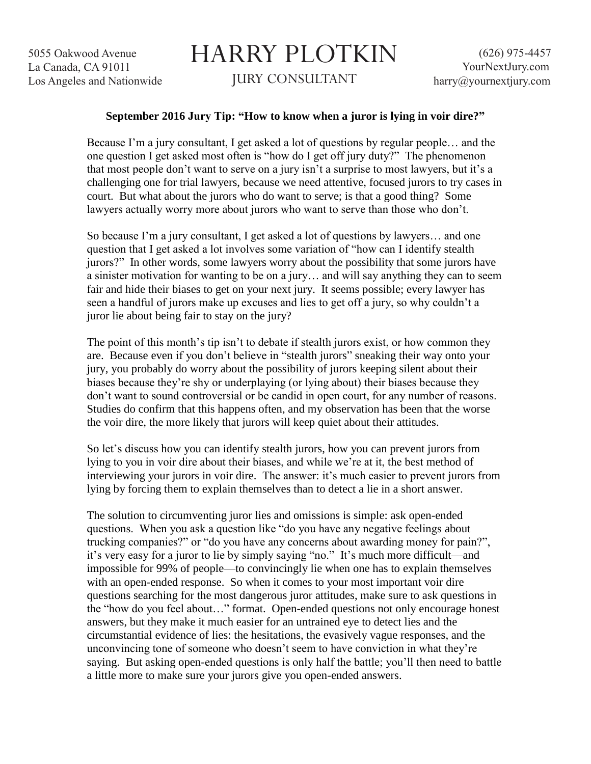5055 Oakwood Avenue
La Canada, CA 91011
Los Angeles and Nationwide

# HARRY PLOTKIN

JURY CONSULTANT

(626) 975-4457
YourNextJury.com
harry@yournextjury.com

**September 2016 Jury Tip: "How to know when a juror is lying in voir dire?"**

Because I'm a jury consultant, I get asked a lot of questions by regular people… and the one question I get asked most often is "how do I get off jury duty?" The phenomenon that most people don't want to serve on a jury isn't a surprise to most lawyers, but it's a challenging one for trial lawyers, because we need attentive, focused jurors to try cases in court. But what about the jurors who do want to serve; is that a good thing? Some lawyers actually worry more about jurors who want to serve than those who don't.

So because I'm a jury consultant, I get asked a lot of questions by lawyers… and one question that I get asked a lot involves some variation of "how can I identify stealth jurors?" In other words, some lawyers worry about the possibility that some jurors have a sinister motivation for wanting to be on a jury… and will say anything they can to seem fair and hide their biases to get on your next jury. It seems possible; every lawyer has seen a handful of jurors make up excuses and lies to get off a jury, so why couldn't a juror lie about being fair to stay on the jury?

The point of this month's tip isn't to debate if stealth jurors exist, or how common they are. Because even if you don't believe in "stealth jurors" sneaking their way onto your jury, you probably do worry about the possibility of jurors keeping silent about their biases because they're shy or underplaying (or lying about) their biases because they don't want to sound controversial or be candid in open court, for any number of reasons. Studies do confirm that this happens often, and my observation has been that the worse the voir dire, the more likely that jurors will keep quiet about their attitudes.

So let's discuss how you can identify stealth jurors, how you can prevent jurors from lying to you in voir dire about their biases, and while we're at it, the best method of interviewing your jurors in voir dire. The answer: it's much easier to prevent jurors from lying by forcing them to explain themselves than to detect a lie in a short answer.

The solution to circumventing juror lies and omissions is simple: ask open-ended questions. When you ask a question like "do you have any negative feelings about trucking companies?" or "do you have any concerns about awarding money for pain?", it's very easy for a juror to lie by simply saying "no." It's much more difficult—and impossible for 99% of people—to convincingly lie when one has to explain themselves with an open-ended response. So when it comes to your most important voir dire questions searching for the most dangerous juror attitudes, make sure to ask questions in the "how do you feel about…" format. Open-ended questions not only encourage honest answers, but they make it much easier for an untrained eye to detect lies and the circumstantial evidence of lies: the hesitations, the evasively vague responses, and the unconvincing tone of someone who doesn't seem to have conviction in what they're saying. But asking open-ended questions is only half the battle; you'll then need to battle a little more to make sure your jurors give you open-ended answers.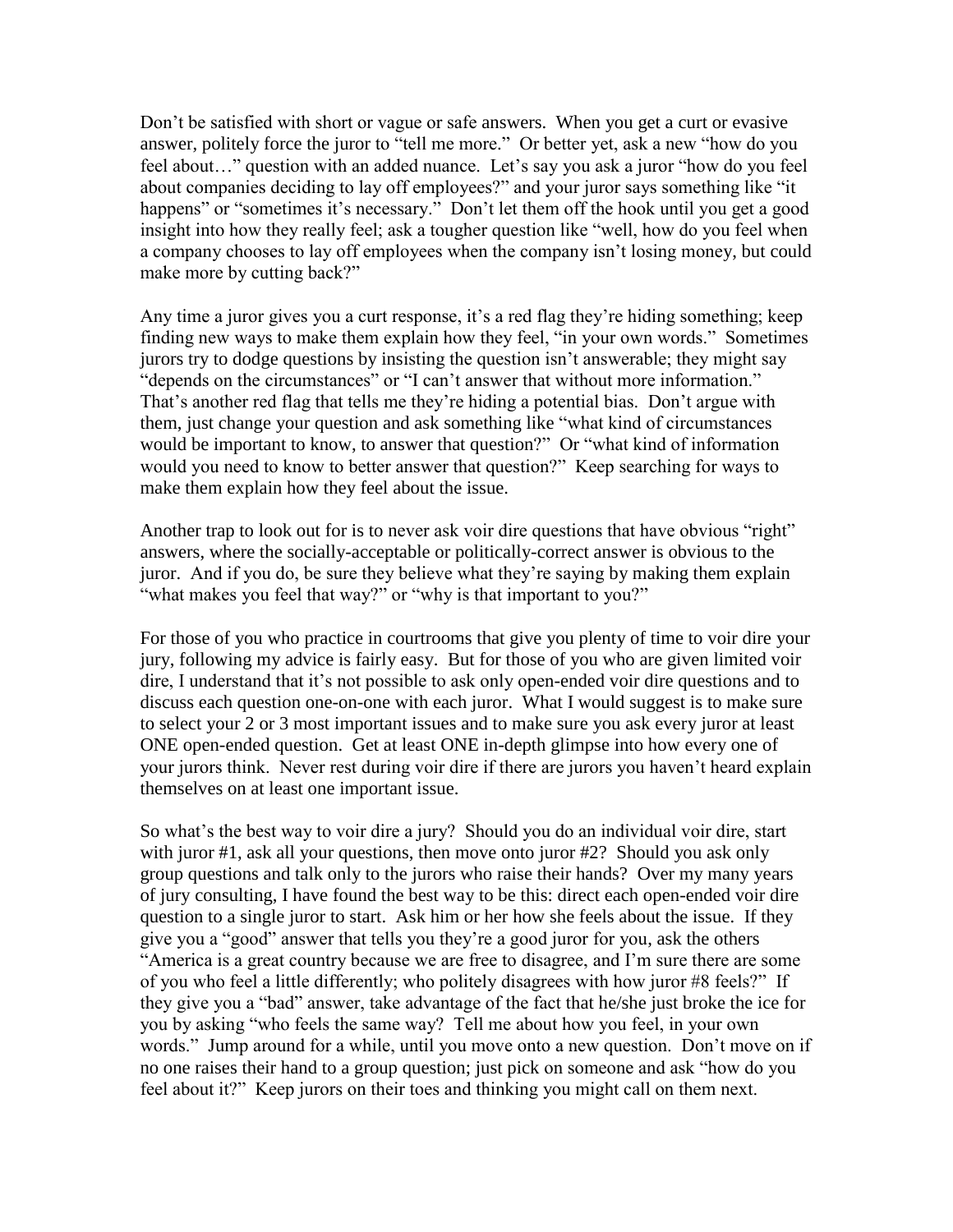Don't be satisfied with short or vague or safe answers. When you get a curt or evasive answer, politely force the juror to "tell me more." Or better yet, ask a new "how do you feel about…" question with an added nuance. Let's say you ask a juror "how do you feel about companies deciding to lay off employees?" and your juror says something like "it happens" or "sometimes it's necessary." Don't let them off the hook until you get a good insight into how they really feel; ask a tougher question like "well, how do you feel when a company chooses to lay off employees when the company isn't losing money, but could make more by cutting back?"

Any time a juror gives you a curt response, it's a red flag they're hiding something; keep finding new ways to make them explain how they feel, "in your own words." Sometimes jurors try to dodge questions by insisting the question isn't answerable; they might say "depends on the circumstances" or "I can't answer that without more information." That's another red flag that tells me they're hiding a potential bias. Don't argue with them, just change your question and ask something like "what kind of circumstances would be important to know, to answer that question?" Or "what kind of information would you need to know to better answer that question?" Keep searching for ways to make them explain how they feel about the issue.

Another trap to look out for is to never ask voir dire questions that have obvious "right" answers, where the socially-acceptable or politically-correct answer is obvious to the juror. And if you do, be sure they believe what they're saying by making them explain "what makes you feel that way?" or "why is that important to you?"

For those of you who practice in courtrooms that give you plenty of time to voir dire your jury, following my advice is fairly easy. But for those of you who are given limited voir dire, I understand that it's not possible to ask only open-ended voir dire questions and to discuss each question one-on-one with each juror. What I would suggest is to make sure to select your 2 or 3 most important issues and to make sure you ask every juror at least ONE open-ended question. Get at least ONE in-depth glimpse into how every one of your jurors think. Never rest during voir dire if there are jurors you haven't heard explain themselves on at least one important issue.

So what's the best way to voir dire a jury? Should you do an individual voir dire, start with juror #1, ask all your questions, then move onto juror #2? Should you ask only group questions and talk only to the jurors who raise their hands? Over my many years of jury consulting, I have found the best way to be this: direct each open-ended voir dire question to a single juror to start. Ask him or her how she feels about the issue. If they give you a "good" answer that tells you they're a good juror for you, ask the others "America is a great country because we are free to disagree, and I'm sure there are some of you who feel a little differently; who politely disagrees with how juror #8 feels?" If they give you a "bad" answer, take advantage of the fact that he/she just broke the ice for you by asking "who feels the same way? Tell me about how you feel, in your own words." Jump around for a while, until you move onto a new question. Don't move on if no one raises their hand to a group question; just pick on someone and ask "how do you feel about it?" Keep jurors on their toes and thinking you might call on them next.